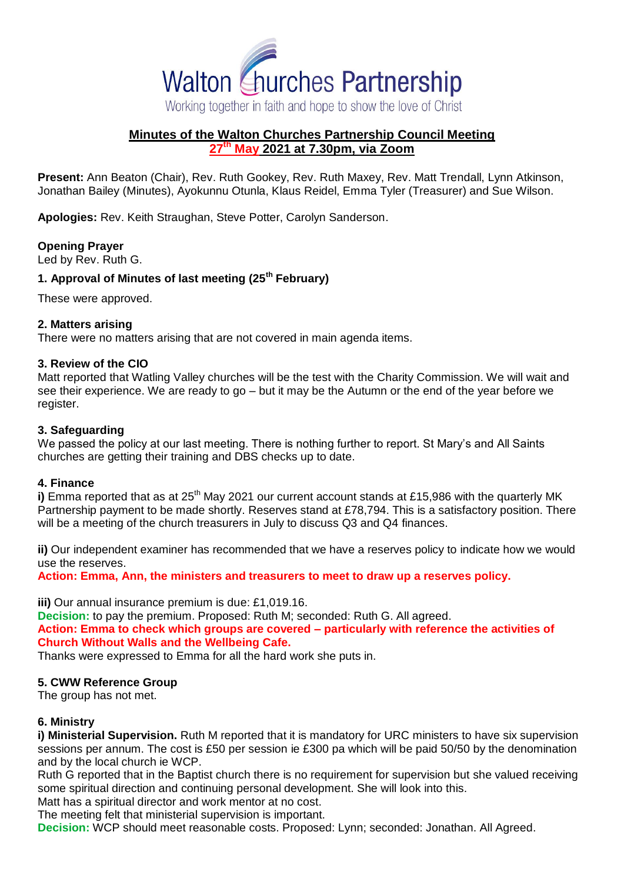Walton Churches Partnership

Working together in faith and hope to show the love of Christ

## Minutes of the Walton Churches Partnership Council Meeting
## 27th May 2021 at 7.30pm, via Zoom

**Present:** Ann Beaton (Chair), Rev. Ruth Gookey, Rev. Ruth Maxey, Rev. Matt Trendall, Lynn Atkinson, Jonathan Bailey (Minutes), Ayokunnu Otunla, Klaus Reidel, Emma Tyler (Treasurer) and Sue Wilson.

**Apologies:** Rev. Keith Straughan, Steve Potter, Carolyn Sanderson.

**Opening Prayer**
Led by Rev. Ruth G.

### 1. Approval of Minutes of last meeting (25th February)

These were approved.

### 2. Matters arising

There were no matters arising that are not covered in main agenda items.

### 3. Review of the CIO

Matt reported that Watling Valley churches will be the test with the Charity Commission. We will wait and see their experience. We are ready to go – but it may be the Autumn or the end of the year before we register.

### 3. Safeguarding

We passed the policy at our last meeting. There is nothing further to report. St Mary's and All Saints churches are getting their training and DBS checks up to date.

### 4. Finance

**i)** Emma reported that as at 25th May 2021 our current account stands at £15,986 with the quarterly MK Partnership payment to be made shortly. Reserves stand at £78,794. This is a satisfactory position. There will be a meeting of the church treasurers in July to discuss Q3 and Q4 finances.

**ii)** Our independent examiner has recommended that we have a reserves policy to indicate how we would use the reserves.
**Action: Emma, Ann, the ministers and treasurers to meet to draw up a reserves policy.**

**iii)** Our annual insurance premium is due: £1,019.16.
**Decision:** to pay the premium. Proposed: Ruth M; seconded: Ruth G. All agreed.
**Action: Emma to check which groups are covered – particularly with reference the activities of Church Without Walls and the Wellbeing Cafe.**
Thanks were expressed to Emma for all the hard work she puts in.

### 5. CWW Reference Group

The group has not met.

### 6. Ministry

**i) Ministerial Supervision.** Ruth M reported that it is mandatory for URC ministers to have six supervision sessions per annum. The cost is £50 per session ie £300 pa which will be paid 50/50 by the denomination and by the local church ie WCP.
Ruth G reported that in the Baptist church there is no requirement for supervision but she valued receiving some spiritual direction and continuing personal development. She will look into this.
Matt has a spiritual director and work mentor at no cost.
The meeting felt that ministerial supervision is important.
**Decision:** WCP should meet reasonable costs. Proposed: Lynn; seconded: Jonathan. All Agreed.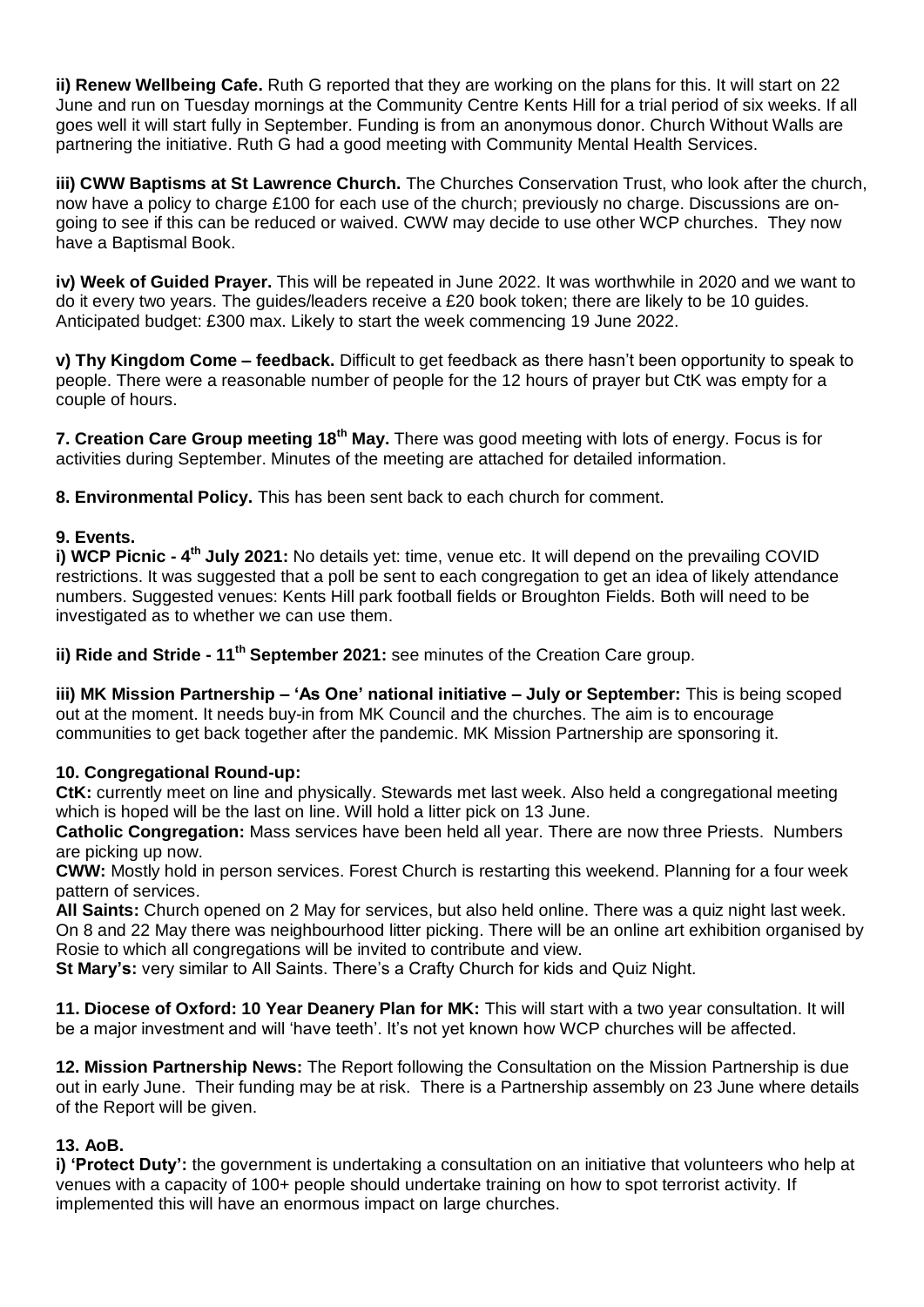**ii) Renew Wellbeing Cafe.** Ruth G reported that they are working on the plans for this. It will start on 22 June and run on Tuesday mornings at the Community Centre Kents Hill for a trial period of six weeks. If all goes well it will start fully in September. Funding is from an anonymous donor. Church Without Walls are partnering the initiative. Ruth G had a good meeting with Community Mental Health Services.

**iii) CWW Baptisms at St Lawrence Church.** The Churches Conservation Trust, who look after the church, now have a policy to charge £100 for each use of the church; previously no charge. Discussions are on-going to see if this can be reduced or waived. CWW may decide to use other WCP churches. They now have a Baptismal Book.

**iv) Week of Guided Prayer.** This will be repeated in June 2022. It was worthwhile in 2020 and we want to do it every two years. The guides/leaders receive a £20 book token; there are likely to be 10 guides. Anticipated budget: £300 max. Likely to start the week commencing 19 June 2022.

**v) Thy Kingdom Come – feedback.** Difficult to get feedback as there hasn't been opportunity to speak to people. There were a reasonable number of people for the 12 hours of prayer but CtK was empty for a couple of hours.

**7. Creation Care Group meeting 18th May.** There was good meeting with lots of energy. Focus is for activities during September. Minutes of the meeting are attached for detailed information.

**8. Environmental Policy.** This has been sent back to each church for comment.

**9. Events.**

**i) WCP Picnic - 4th July 2021:** No details yet: time, venue etc. It will depend on the prevailing COVID restrictions. It was suggested that a poll be sent to each congregation to get an idea of likely attendance numbers. Suggested venues: Kents Hill park football fields or Broughton Fields. Both will need to be investigated as to whether we can use them.

**ii) Ride and Stride - 11th September 2021:** see minutes of the Creation Care group.

**iii) MK Mission Partnership – 'As One' national initiative – July or September:** This is being scoped out at the moment. It needs buy-in from MK Council and the churches. The aim is to encourage communities to get back together after the pandemic. MK Mission Partnership are sponsoring it.

**10. Congregational Round-up:**

**CtK:** currently meet on line and physically. Stewards met last week. Also held a congregational meeting which is hoped will be the last on line. Will hold a litter pick on 13 June.

**Catholic Congregation:** Mass services have been held all year. There are now three Priests. Numbers are picking up now.

**CWW:** Mostly hold in person services. Forest Church is restarting this weekend. Planning for a four week pattern of services.

**All Saints:** Church opened on 2 May for services, but also held online. There was a quiz night last week. On 8 and 22 May there was neighbourhood litter picking. There will be an online art exhibition organised by Rosie to which all congregations will be invited to contribute and view.

**St Mary's:** very similar to All Saints. There's a Crafty Church for kids and Quiz Night.

**11. Diocese of Oxford: 10 Year Deanery Plan for MK:** This will start with a two year consultation. It will be a major investment and will 'have teeth'. It's not yet known how WCP churches will be affected.

**12. Mission Partnership News:** The Report following the Consultation on the Mission Partnership is due out in early June. Their funding may be at risk. There is a Partnership assembly on 23 June where details of the Report will be given.

**13. AoB.**

**i) 'Protect Duty':** the government is undertaking a consultation on an initiative that volunteers who help at venues with a capacity of 100+ people should undertake training on how to spot terrorist activity. If implemented this will have an enormous impact on large churches.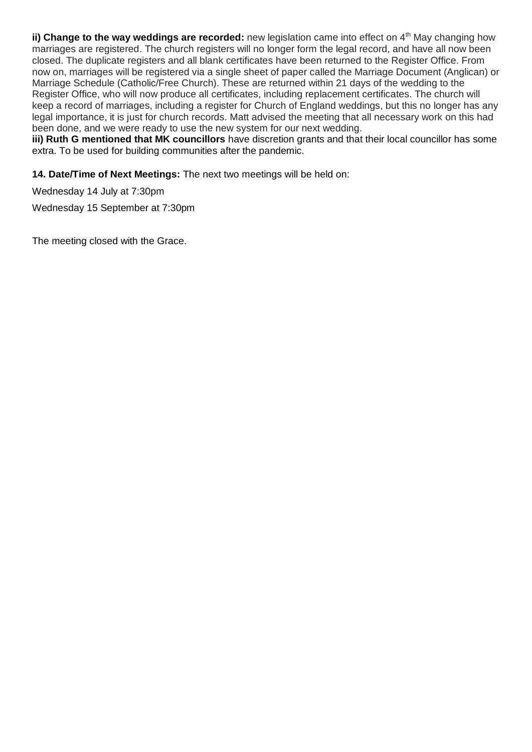**ii) Change to the way weddings are recorded:** new legislation came into effect on 4th May changing how marriages are registered. The church registers will no longer form the legal record, and have all now been closed. The duplicate registers and all blank certificates have been returned to the Register Office. From now on, marriages will be registered via a single sheet of paper called the Marriage Document (Anglican) or Marriage Schedule (Catholic/Free Church). These are returned within 21 days of the wedding to the Register Office, who will now produce all certificates, including replacement certificates. The church will keep a record of marriages, including a register for Church of England weddings, but this no longer has any legal importance, it is just for church records. Matt advised the meeting that all necessary work on this had been done, and we were ready to use the new system for our next wedding.
**iii) Ruth G mentioned that MK councillors** have discretion grants and that their local councillor has some extra. To be used for building communities after the pandemic.

**14. Date/Time of Next Meetings:** The next two meetings will be held on:

Wednesday 14 July at 7:30pm

Wednesday 15 September at 7:30pm

The meeting closed with the Grace.